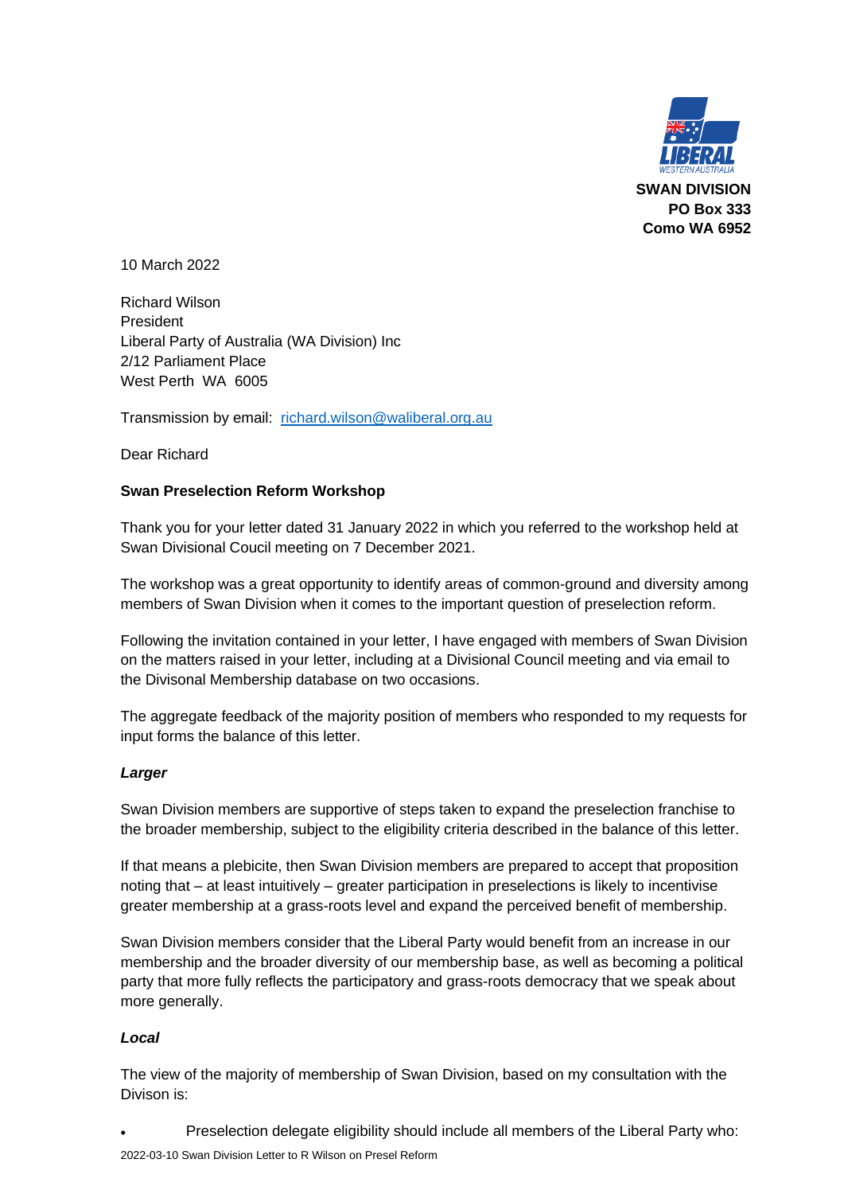**SWAN DIVISION**
**PO Box 333**
**Como WA 6952**

10 March 2022

Richard Wilson
President
Liberal Party of Australia (WA Division) Inc
2/12 Parliament Place
West Perth WA 6005

Transmission by email: [richard.wilson@waliberal.org.au](mailto:richard.wilson@waliberal.org.au)

Dear Richard

**Swan Preselection Reform Workshop**

Thank you for your letter dated 31 January 2022 in which you referred to the workshop held at Swan Divisional Coucil meeting on 7 December 2021.

The workshop was a great opportunity to identify areas of common-ground and diversity among members of Swan Division when it comes to the important question of preselection reform.

Following the invitation contained in your letter, I have engaged with members of Swan Division on the matters raised in your letter, including at a Divisional Council meeting and via email to the Divisonal Membership database on two occasions.

The aggregate feedback of the majority position of members who responded to my requests for input forms the balance of this letter.

***Larger***

Swan Division members are supportive of steps taken to expand the preselection franchise to the broader membership, subject to the eligibility criteria described in the balance of this letter.

If that means a plebicite, then Swan Division members are prepared to accept that proposition noting that – at least intuitively – greater participation in preselections is likely to incentivise greater membership at a grass-roots level and expand the perceived benefit of membership.

Swan Division members consider that the Liberal Party would benefit from an increase in our membership and the broader diversity of our membership base, as well as becoming a political party that more fully reflects the participatory and grass-roots democracy that we speak about more generally.

***Local***

The view of the majority of membership of Swan Division, based on my consultation with the Divison is:

- Preselection delegate eligibility should include all members of the Liberal Party who: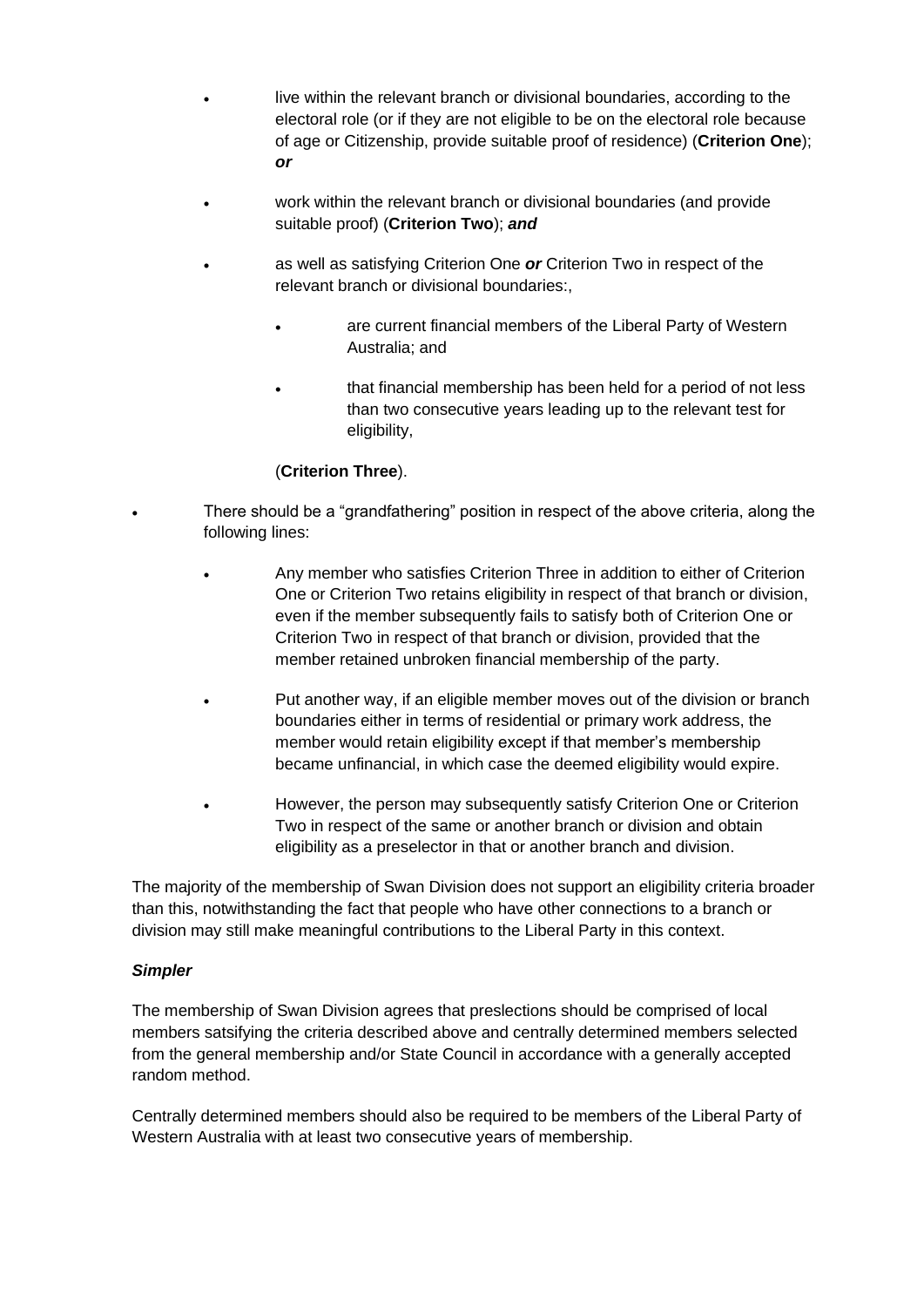- live within the relevant branch or divisional boundaries, according to the electoral role (or if they are not eligible to be on the electoral role because of age or Citizenship, provide suitable proof of residence) (**Criterion One**); ***or***

- work within the relevant branch or divisional boundaries (and provide suitable proof) (**Criterion Two**); ***and***

- as well as satisfying Criterion One ***or*** Criterion Two in respect of the relevant branch or divisional boundaries:,

  - are current financial members of the Liberal Party of Western Australia; and

  - that financial membership has been held for a period of not less than two consecutive years leading up to the relevant test for eligibility,

  (**Criterion Three**).

- There should be a "grandfathering" position in respect of the above criteria, along the following lines:

  - Any member who satisfies Criterion Three in addition to either of Criterion One or Criterion Two retains eligibility in respect of that branch or division, even if the member subsequently fails to satisfy both of Criterion One or Criterion Two in respect of that branch or division, provided that the member retained unbroken financial membership of the party.

  - Put another way, if an eligible member moves out of the division or branch boundaries either in terms of residential or primary work address, the member would retain eligibility except if that member's membership became unfinancial, in which case the deemed eligibility would expire.

  - However, the person may subsequently satisfy Criterion One or Criterion Two in respect of the same or another branch or division and obtain eligibility as a preselector in that or another branch and division.

The majority of the membership of Swan Division does not support an eligibility criteria broader than this, notwithstanding the fact that people who have other connections to a branch or division may still make meaningful contributions to the Liberal Party in this context.

***Simpler***

The membership of Swan Division agrees that preslections should be comprised of local members satsifying the criteria described above and centrally determined members selected from the general membership and/or State Council in accordance with a generally accepted random method.

Centrally determined members should also be required to be members of the Liberal Party of Western Australia with at least two consecutive years of membership.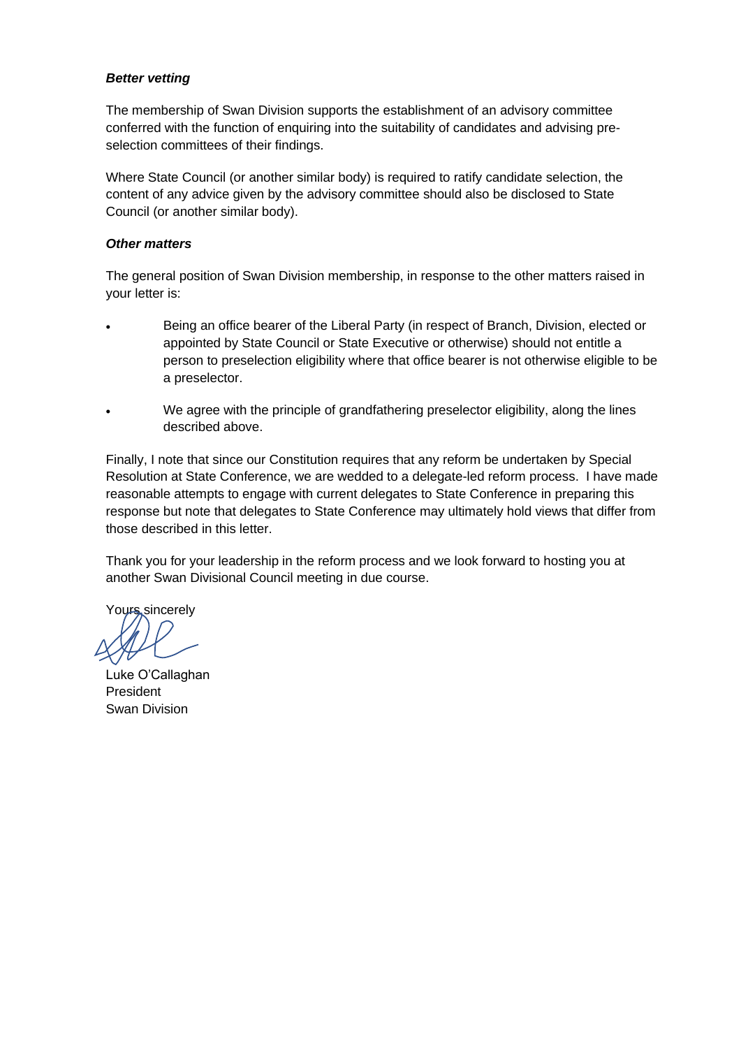***Better vetting***

The membership of Swan Division supports the establishment of an advisory committee conferred with the function of enquiring into the suitability of candidates and advising pre-selection committees of their findings.

Where State Council (or another similar body) is required to ratify candidate selection, the content of any advice given by the advisory committee should also be disclosed to State Council (or another similar body).

***Other matters***

The general position of Swan Division membership, in response to the other matters raised in your letter is:

- Being an office bearer of the Liberal Party (in respect of Branch, Division, elected or appointed by State Council or State Executive or otherwise) should not entitle a person to preselection eligibility where that office bearer is not otherwise eligible to be a preselector.
- We agree with the principle of grandfathering preselector eligibility, along the lines described above.

Finally, I note that since our Constitution requires that any reform be undertaken by Special Resolution at State Conference, we are wedded to a delegate-led reform process. I have made reasonable attempts to engage with current delegates to State Conference in preparing this response but note that delegates to State Conference may ultimately hold views that differ from those described in this letter.

Thank you for your leadership in the reform process and we look forward to hosting you at another Swan Divisional Council meeting in due course.

Yours sincerely

Luke O'Callaghan
President
Swan Division